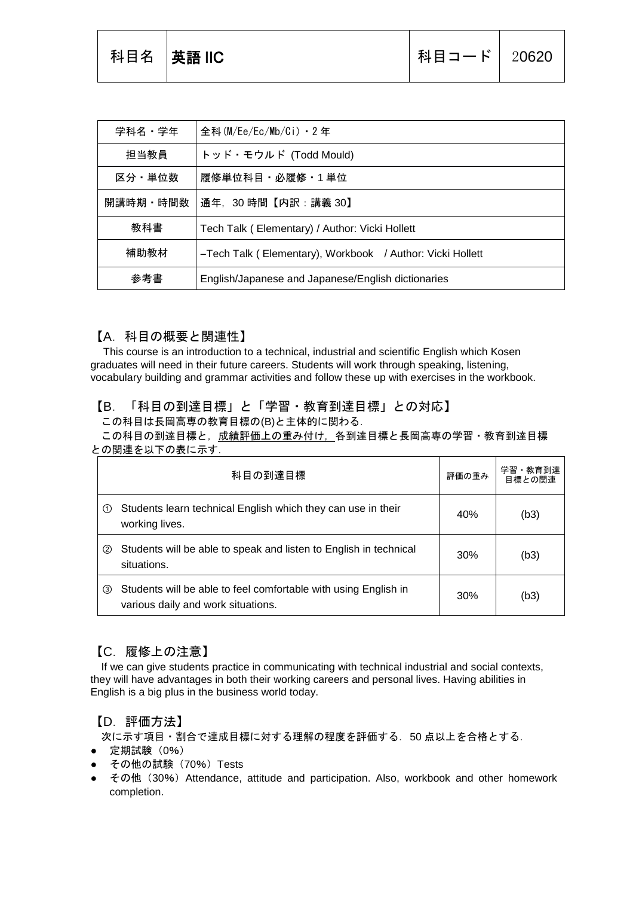| | | | |
|---|---|---|---|
| 科目名 | **英語 IIC** | 科目コード | 20620 |

| | |
|---|---|
| 学科名・学年 | 全科(M/Ee/Ec/Mb/Ci)・2 年 |
| 担当教員 | トッド・モウルド (Todd Mould) |
| 区分・単位数 | 履修単位科目・必履修・1 単位 |
| 開講時期・時間数 | 通年，30 時間【内訳：講義 30】 |
| 教科書 | Tech Talk ( Elementary) / Author: Vicki Hollett |
| 補助教材 | –Tech Talk ( Elementary), Workbook / Author: Vicki Hollett |
| 参考書 | English/Japanese and Japanese/English dictionaries |

## 【A．科目の概要と関連性】

This course is an introduction to a technical, industrial and scientific English which Kosen graduates will need in their future careers. Students will work through speaking, listening, vocabulary building and grammar activities and follow these up with exercises in the workbook.

## 【B．「科目の到達目標」と「学習・教育到達目標」との対応】

この科目は長岡高専の教育目標の(B)と主体的に関わる．

この科目の到達目標と，成績評価上の重み付け，各到達目標と長岡高専の学習・教育到達目標との関連を以下の表に示す．

| 科目の到達目標 | 評価の重み | 学習・教育到達目標との関連 |
|---|---|---|
| ① Students learn technical English which they can use in their working lives. | 40% | (b3) |
| ② Students will be able to speak and listen to English in technical situations. | 30% | (b3) |
| ③ Students will be able to feel comfortable with using English in various daily and work situations. | 30% | (b3) |

## 【C．履修上の注意】

If we can give students practice in communicating with technical industrial and social contexts, they will have advantages in both their working careers and personal lives. Having abilities in English is a big plus in the business world today.

## 【D．評価方法】

次に示す項目・割合で達成目標に対する理解の程度を評価する．50 点以上を合格とする．

- 定期試験（0%）
- その他の試験（70%）Tests
- その他（30%）Attendance, attitude and participation. Also, workbook and other homework completion.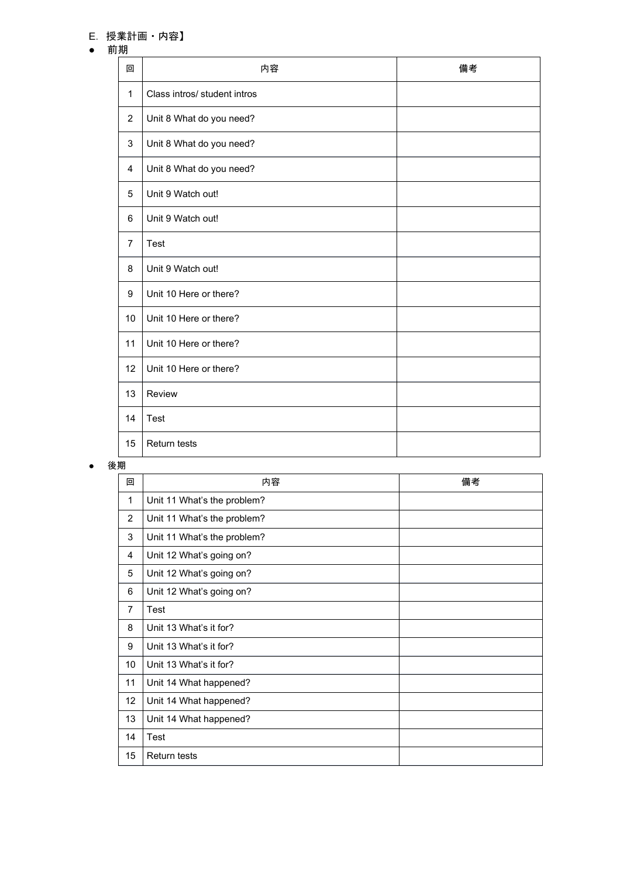E. 授業計画・内容】

- 前期

| 回 | 内容 | 備考 |
|---|---|---|
| 1 | Class intros/ student intros | |
| 2 | Unit 8 What do you need? | |
| 3 | Unit 8 What do you need? | |
| 4 | Unit 8 What do you need? | |
| 5 | Unit 9 Watch out! | |
| 6 | Unit 9 Watch out! | |
| 7 | Test | |
| 8 | Unit 9 Watch out! | |
| 9 | Unit 10 Here or there? | |
| 10 | Unit 10 Here or there? | |
| 11 | Unit 10 Here or there? | |
| 12 | Unit 10 Here or there? | |
| 13 | Review | |
| 14 | Test | |
| 15 | Return tests | |

- 後期

| 回 | 内容 | 備考 |
|---|---|---|
| 1 | Unit 11 What's the problem? | |
| 2 | Unit 11 What's the problem? | |
| 3 | Unit 11 What's the problem? | |
| 4 | Unit 12 What's going on? | |
| 5 | Unit 12 What's going on? | |
| 6 | Unit 12 What's going on? | |
| 7 | Test | |
| 8 | Unit 13 What's it for? | |
| 9 | Unit 13 What's it for? | |
| 10 | Unit 13 What's it for? | |
| 11 | Unit 14 What happened? | |
| 12 | Unit 14 What happened? | |
| 13 | Unit 14 What happened? | |
| 14 | Test | |
| 15 | Return tests | |